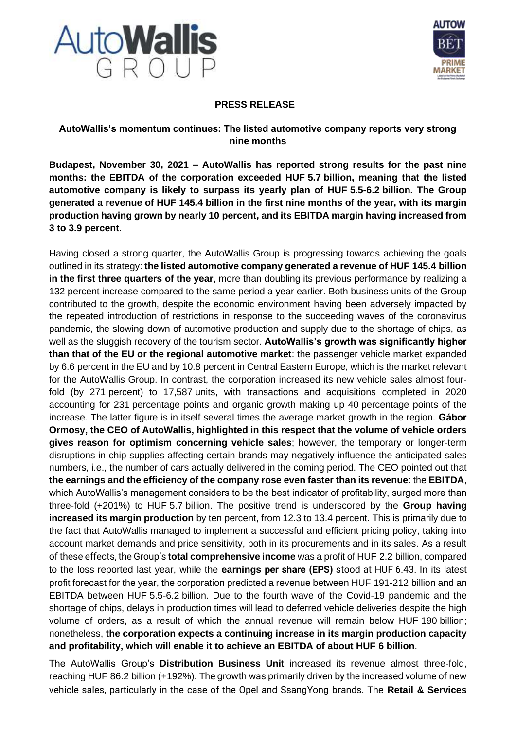**PRESS RELEASE**

**AutoWallis's momentum continues: The listed automotive company reports very strong nine months**

**Budapest, November 30, 2021 – AutoWallis has reported strong results for the past nine months: the EBITDA of the corporation exceeded HUF 5.7 billion, meaning that the listed automotive company is likely to surpass its yearly plan of HUF 5.5-6.2 billion. The Group generated a revenue of HUF 145.4 billion in the first nine months of the year, with its margin production having grown by nearly 10 percent, and its EBITDA margin having increased from 3 to 3.9 percent.**

Having closed a strong quarter, the AutoWallis Group is progressing towards achieving the goals outlined in its strategy: **the listed automotive company generated a revenue of HUF 145.4 billion in the first three quarters of the year**, more than doubling its previous performance by realizing a 132 percent increase compared to the same period a year earlier. Both business units of the Group contributed to the growth, despite the economic environment having been adversely impacted by the repeated introduction of restrictions in response to the succeeding waves of the coronavirus pandemic, the slowing down of automotive production and supply due to the shortage of chips, as well as the sluggish recovery of the tourism sector. **AutoWallis's growth was significantly higher than that of the EU or the regional automotive market**: the passenger vehicle market expanded by 6.6 percent in the EU and by 10.8 percent in Central Eastern Europe, which is the market relevant for the AutoWallis Group. In contrast, the corporation increased its new vehicle sales almost four-fold (by 271 percent) to 17,587 units, with transactions and acquisitions completed in 2020 accounting for 231 percentage points and organic growth making up 40 percentage points of the increase. The latter figure is in itself several times the average market growth in the region. **Gábor Ormosy, the CEO of AutoWallis, highlighted in this respect that the volume of vehicle orders gives reason for optimism concerning vehicle sales**; however, the temporary or longer-term disruptions in chip supplies affecting certain brands may negatively influence the anticipated sales numbers, i.e., the number of cars actually delivered in the coming period. The CEO pointed out that **the earnings and the efficiency of the company rose even faster than its revenue**: the **EBITDA**, which AutoWallis's management considers to be the best indicator of profitability, surged more than three-fold (+201%) to HUF 5.7 billion. The positive trend is underscored by the **Group having increased its margin production** by ten percent, from 12.3 to 13.4 percent. This is primarily due to the fact that AutoWallis managed to implement a successful and efficient pricing policy, taking into account market demands and price sensitivity, both in its procurements and in its sales. As a result of these effects, the Group's **total comprehensive income** was a profit of HUF 2.2 billion, compared to the loss reported last year, while the **earnings per share (EPS)** stood at HUF 6.43. In its latest profit forecast for the year, the corporation predicted a revenue between HUF 191-212 billion and an EBITDA between HUF 5.5-6.2 billion. Due to the fourth wave of the Covid-19 pandemic and the shortage of chips, delays in production times will lead to deferred vehicle deliveries despite the high volume of orders, as a result of which the annual revenue will remain below HUF 190 billion; nonetheless, **the corporation expects a continuing increase in its margin production capacity and profitability, which will enable it to achieve an EBITDA of about HUF 6 billion**.

The AutoWallis Group's **Distribution Business Unit** increased its revenue almost three-fold, reaching HUF 86.2 billion (+192%). The growth was primarily driven by the increased volume of new vehicle sales, particularly in the case of the Opel and SsangYong brands. The **Retail & Services**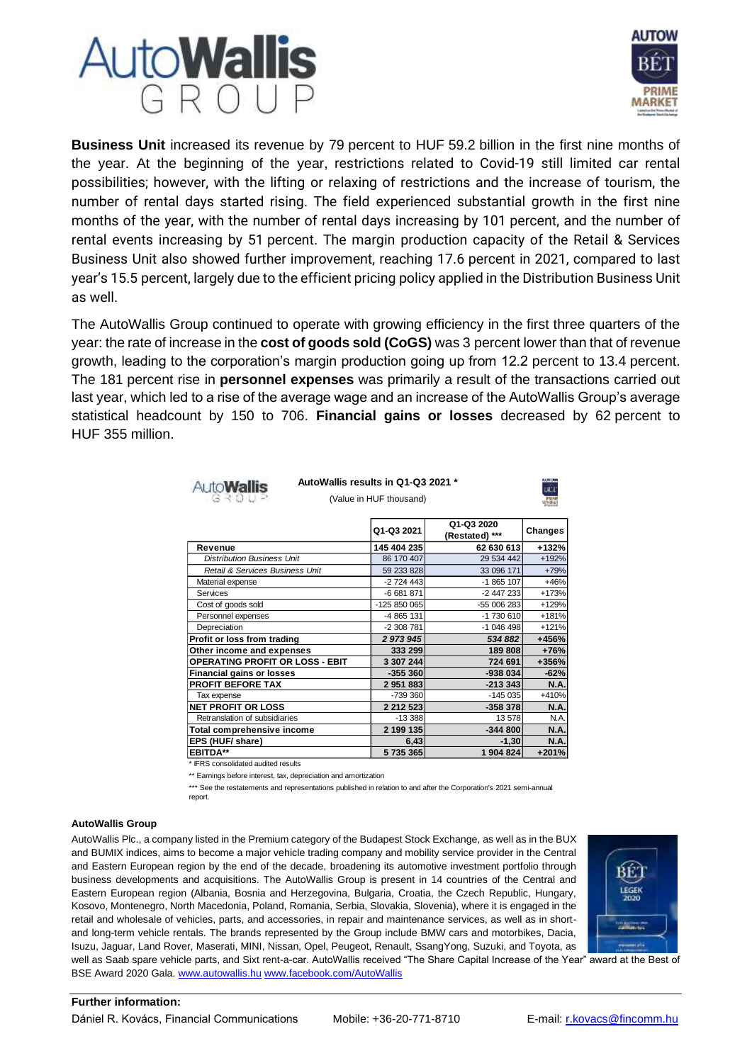**Business Unit** increased its revenue by 79 percent to HUF 59.2 billion in the first nine months of the year. At the beginning of the year, restrictions related to Covid-19 still limited car rental possibilities; however, with the lifting or relaxing of restrictions and the increase of tourism, the number of rental days started rising. The field experienced substantial growth in the first nine months of the year, with the number of rental days increasing by 101 percent, and the number of rental events increasing by 51 percent. The margin production capacity of the Retail & Services Business Unit also showed further improvement, reaching 17.6 percent in 2021, compared to last year's 15.5 percent, largely due to the efficient pricing policy applied in the Distribution Business Unit as well.

The AutoWallis Group continued to operate with growing efficiency in the first three quarters of the year: the rate of increase in the **cost of goods sold (CoGS)** was 3 percent lower than that of revenue growth, leading to the corporation's margin production going up from 12.2 percent to 13.4 percent. The 181 percent rise in **personnel expenses** was primarily a result of the transactions carried out last year, which led to a rise of the average wage and an increase of the AutoWallis Group's average statistical headcount by 150 to 706. **Financial gains or losses** decreased by 62 percent to HUF 355 million.

**AutoWallis results in Q1-Q3 2021 ***

(Value in HUF thousand)

| | Q1-Q3 2021 | Q1-Q3 2020 (Restated) *** | Changes |
|---|---|---|---|
| **Revenue** | **145 404 235** | **62 630 613** | **+132%** |
| *Distribution Business Unit* | 86 170 407 | 29 534 442 | +192% |
| *Retail & Services Business Unit* | 59 233 828 | 33 096 171 | +79% |
| Material expense | -2 724 443 | -1 865 107 | +46% |
| Services | -6 681 871 | -2 447 233 | +173% |
| Cost of goods sold | -125 850 065 | -55 006 283 | +129% |
| Personnel expenses | -4 865 131 | -1 730 610 | +181% |
| Depreciation | -2 308 781 | -1 046 498 | +121% |
| **Profit or loss from trading** | ***2 973 945*** | ***534 882*** | **+456%** |
| **Other income and expenses** | **333 299** | **189 808** | **+76%** |
| **OPERATING PROFIT OR LOSS - EBIT** | **3 307 244** | **724 691** | **+356%** |
| **Financial gains or losses** | **-355 360** | **-938 034** | **-62%** |
| **PROFIT BEFORE TAX** | **2 951 883** | **-213 343** | **N.A.** |
| Tax expense | -739 360 | -145 035 | +410% |
| **NET PROFIT OR LOSS** | **2 212 523** | **-358 378** | **N.A.** |
| Retranslation of subsidiaries | -13 388 | 13 578 | N.A. |
| **Total comprehensive income** | **2 199 135** | **-344 800** | **N.A.** |
| **EPS (HUF/ share)** | **6,43** | **-1,30** | **N.A.** |
| **EBITDA**** | **5 735 365** | **1 904 824** | **+201%** |

\* IFRS consolidated audited results

** Earnings before interest, tax, depreciation and amortization

*** See the restatements and representations published in relation to and after the Corporation's 2021 semi-annual report.

**AutoWallis Group**

AutoWallis Plc., a company listed in the Premium category of the Budapest Stock Exchange, as well as in the BUX and BUMIX indices, aims to become a major vehicle trading company and mobility service provider in the Central and Eastern European region by the end of the decade, broadening its automotive investment portfolio through business developments and acquisitions. The AutoWallis Group is present in 14 countries of the Central and Eastern European region (Albania, Bosnia and Herzegovina, Bulgaria, Croatia, the Czech Republic, Hungary, Kosovo, Montenegro, North Macedonia, Poland, Romania, Serbia, Slovakia, Slovenia), where it is engaged in the retail and wholesale of vehicles, parts, and accessories, in repair and maintenance services, as well as in short- and long-term vehicle rentals. The brands represented by the Group include BMW cars and motorbikes, Dacia, Isuzu, Jaguar, Land Rover, Maserati, MINI, Nissan, Opel, Peugeot, Renault, SsangYong, Suzuki, and Toyota, as well as Saab spare vehicle parts, and Sixt rent-a-car. AutoWallis received "The Share Capital Increase of the Year" award at the Best of BSE Award 2020 Gala. www.autowallis.hu www.facebook.com/AutoWallis

**Further information:**

Dániel R. Kovács, Financial Communications Mobile: +36-20-771-8710 E-mail: r.kovacs@fincomm.hu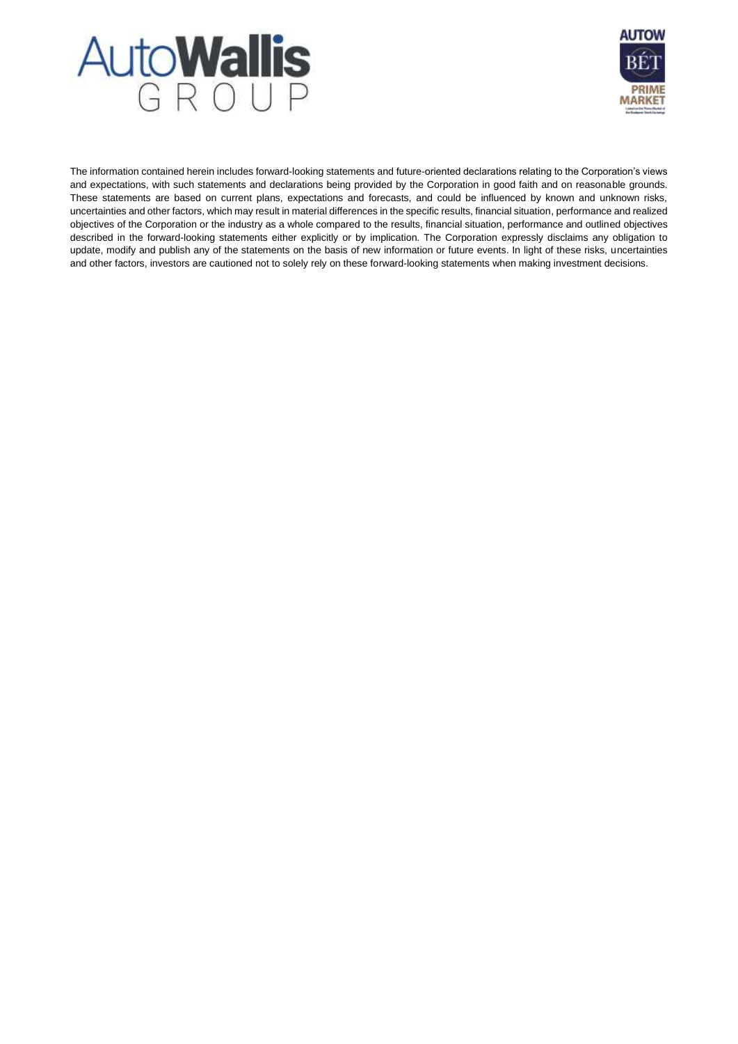The information contained herein includes forward-looking statements and future-oriented declarations relating to the Corporation's views and expectations, with such statements and declarations being provided by the Corporation in good faith and on reasonable grounds. These statements are based on current plans, expectations and forecasts, and could be influenced by known and unknown risks, uncertainties and other factors, which may result in material differences in the specific results, financial situation, performance and realized objectives of the Corporation or the industry as a whole compared to the results, financial situation, performance and outlined objectives described in the forward-looking statements either explicitly or by implication. The Corporation expressly disclaims any obligation to update, modify and publish any of the statements on the basis of new information or future events. In light of these risks, uncertainties and other factors, investors are cautioned not to solely rely on these forward-looking statements when making investment decisions.